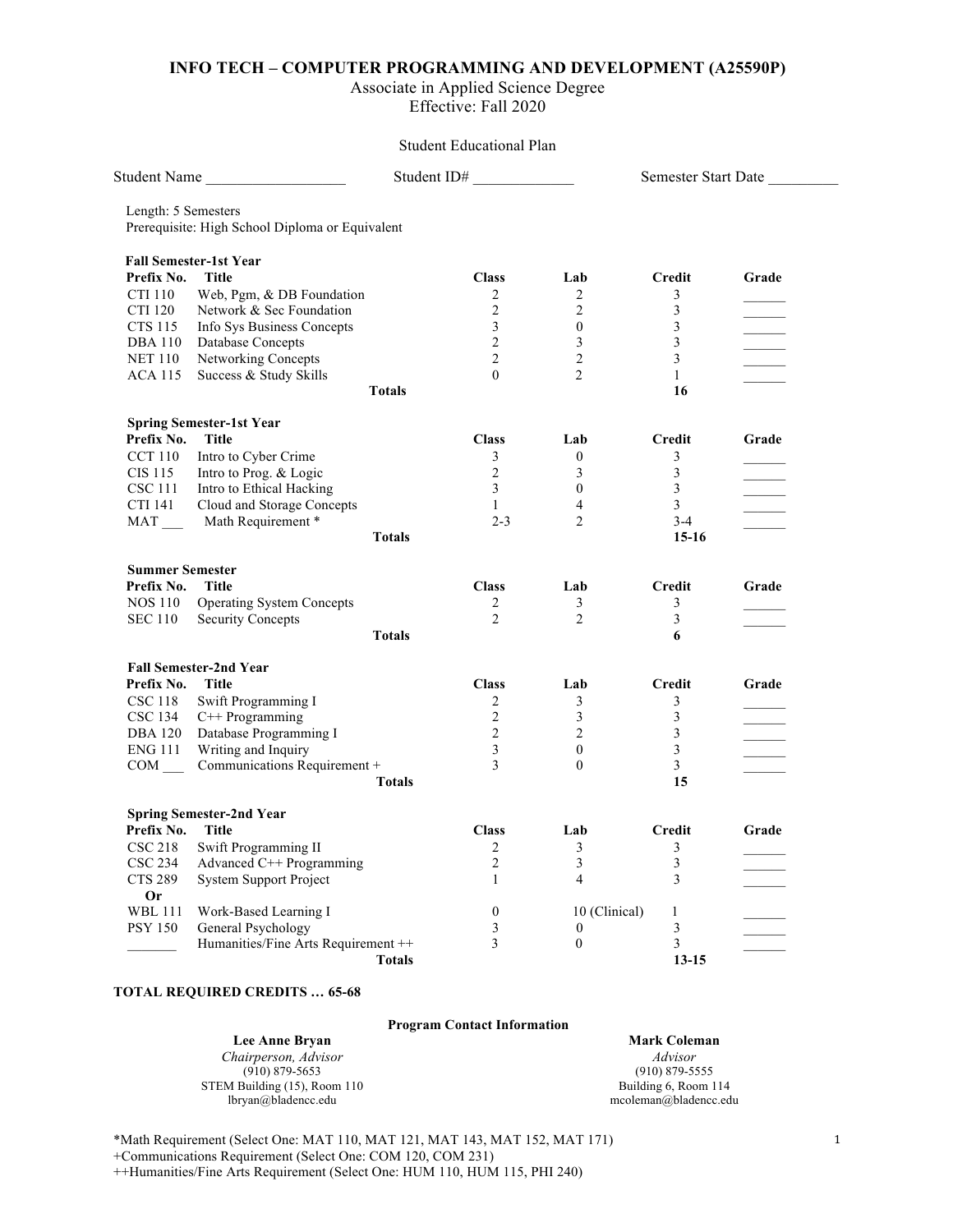# INFO TECH – COMPUTER PROGRAMMING AND DEVELOPMENT (A25590P)

Associate in Applied Science Degree
Effective: Fall 2020

Student Educational Plan

Student Name __________________ Student ID# _____________ Semester Start Date _________

Length: 5 Semesters
Prerequisite: High School Diploma or Equivalent

**Fall Semester-1st Year**

| Prefix No. | Title | Class | Lab | Credit | Grade |
|---|---|---|---|---|---|
| CTI 110 | Web, Pgm, & DB Foundation | 2 | 2 | 3 | ______ |
| CTI 120 | Network & Sec Foundation | 2 | 2 | 3 | ______ |
| CTS 115 | Info Sys Business Concepts | 3 | 0 | 3 | ______ |
| DBA 110 | Database Concepts | 2 | 3 | 3 | ______ |
| NET 110 | Networking Concepts | 2 | 2 | 3 | ______ |
| ACA 115 | Success & Study Skills | 0 | 2 | 1 | ______ |
| | **Totals** | | | **16** | |

**Spring Semester-1st Year**

| Prefix No. | Title | Class | Lab | Credit | Grade |
|---|---|---|---|---|---|
| CCT 110 | Intro to Cyber Crime | 3 | 0 | 3 | ______ |
| CIS 115 | Intro to Prog. & Logic | 2 | 3 | 3 | ______ |
| CSC 111 | Intro to Ethical Hacking | 3 | 0 | 3 | ______ |
| CTI 141 | Cloud and Storage Concepts | 1 | 4 | 3 | ______ |
| MAT ___ | Math Requirement * | 2-3 | 2 | 3-4 | ______ |
| | **Totals** | | | **15-16** | |

**Summer Semester**

| Prefix No. | Title | Class | Lab | Credit | Grade |
|---|---|---|---|---|---|
| NOS 110 | Operating System Concepts | 2 | 3 | 3 | ______ |
| SEC 110 | Security Concepts | 2 | 2 | 3 | ______ |
| | **Totals** | | | **6** | |

**Fall Semester-2nd Year**

| Prefix No. | Title | Class | Lab | Credit | Grade |
|---|---|---|---|---|---|
| CSC 118 | Swift Programming I | 2 | 3 | 3 | ______ |
| CSC 134 | C++ Programming | 2 | 3 | 3 | ______ |
| DBA 120 | Database Programming I | 2 | 2 | 3 | ______ |
| ENG 111 | Writing and Inquiry | 3 | 0 | 3 | ______ |
| COM ___ | Communications Requirement + | 3 | 0 | 3 | ______ |
| | **Totals** | | | **15** | |

**Spring Semester-2nd Year**

| Prefix No. | Title | Class | Lab | Credit | Grade |
|---|---|---|---|---|---|
| CSC 218 | Swift Programming II | 2 | 3 | 3 | ______ |
| CSC 234 | Advanced C++ Programming | 2 | 3 | 3 | ______ |
| CTS 289 | System Support Project | 1 | 4 | 3 | ______ |
| **Or** | | | | | |
| WBL 111 | Work-Based Learning I | 0 | 10 (Clinical) | 1 | ______ |
| PSY 150 | General Psychology | 3 | 0 | 3 | ______ |
| _______ | Humanities/Fine Arts Requirement ++ | 3 | 0 | 3 | ______ |
| | **Totals** | | | **13-15** | |

**TOTAL REQUIRED CREDITS … 65-68**

**Program Contact Information**

**Lee Anne Bryan**
*Chairperson, Advisor*
(910) 879-5653
STEM Building (15), Room 110
lbryan@bladencc.edu

**Mark Coleman**
*Advisor*
(910) 879-5555
Building 6, Room 114
mcoleman@bladencc.edu

*Math Requirement (Select One: MAT 110, MAT 121, MAT 143, MAT 152, MAT 171)
+Communications Requirement (Select One: COM 120, COM 231)
++Humanities/Fine Arts Requirement (Select One: HUM 110, HUM 115, PHI 240)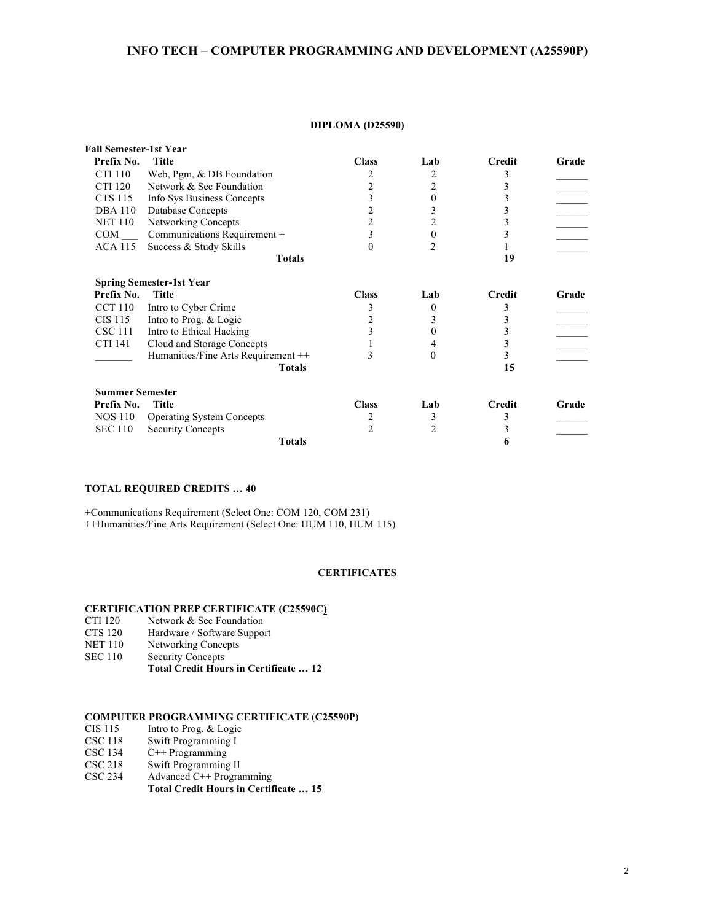# INFO TECH – COMPUTER PROGRAMMING AND DEVELOPMENT (A25590P)

## DIPLOMA (D25590)

**Fall Semester-1st Year**

| Prefix No. | Title | Class | Lab | Credit | Grade |
|---|---|---|---|---|---|
| CTI 110 | Web, Pgm, & DB Foundation | 2 | 2 | 3 | ______ |
| CTI 120 | Network & Sec Foundation | 2 | 2 | 3 | ______ |
| CTS 115 | Info Sys Business Concepts | 3 | 0 | 3 | ______ |
| DBA 110 | Database Concepts | 2 | 3 | 3 | ______ |
| NET 110 | Networking Concepts | 2 | 2 | 3 | ______ |
| COM ___ | Communications Requirement + | 3 | 0 | 3 | ______ |
| ACA 115 | Success & Study Skills | 0 | 2 | 1 | ______ |
| | **Totals** | | | **19** | |

**Spring Semester-1st Year**

| Prefix No. | Title | Class | Lab | Credit | Grade |
|---|---|---|---|---|---|
| CCT 110 | Intro to Cyber Crime | 3 | 0 | 3 | ______ |
| CIS 115 | Intro to Prog. & Logic | 2 | 3 | 3 | ______ |
| CSC 111 | Intro to Ethical Hacking | 3 | 0 | 3 | ______ |
| CTI 141 | Cloud and Storage Concepts | 1 | 4 | 3 | ______ |
| _______ | Humanities/Fine Arts Requirement ++ | 3 | 0 | 3 | ______ |
| | **Totals** | | | **15** | |

**Summer Semester**

| Prefix No. | Title | Class | Lab | Credit | Grade |
|---|---|---|---|---|---|
| NOS 110 | Operating System Concepts | 2 | 3 | 3 | ______ |
| SEC 110 | Security Concepts | 2 | 2 | 3 | ______ |
| | **Totals** | | | **6** | |

**TOTAL REQUIRED CREDITS … 40**

+Communications Requirement (Select One: COM 120, COM 231)
++Humanities/Fine Arts Requirement (Select One: HUM 110, HUM 115)

## CERTIFICATES

### CERTIFICATION PREP CERTIFICATE (C25590C)

| | |
|---|---|
| CTI 120 | Network & Sec Foundation |
| CTS 120 | Hardware / Software Support |
| NET 110 | Networking Concepts |
| SEC 110 | Security Concepts |
| | **Total Credit Hours in Certificate … 12** |

### COMPUTER PROGRAMMING CERTIFICATE (C25590P)

| | |
|---|---|
| CIS 115 | Intro to Prog. & Logic |
| CSC 118 | Swift Programming I |
| CSC 134 | C++ Programming |
| CSC 218 | Swift Programming II |
| CSC 234 | Advanced C++ Programming |
| | **Total Credit Hours in Certificate … 15** |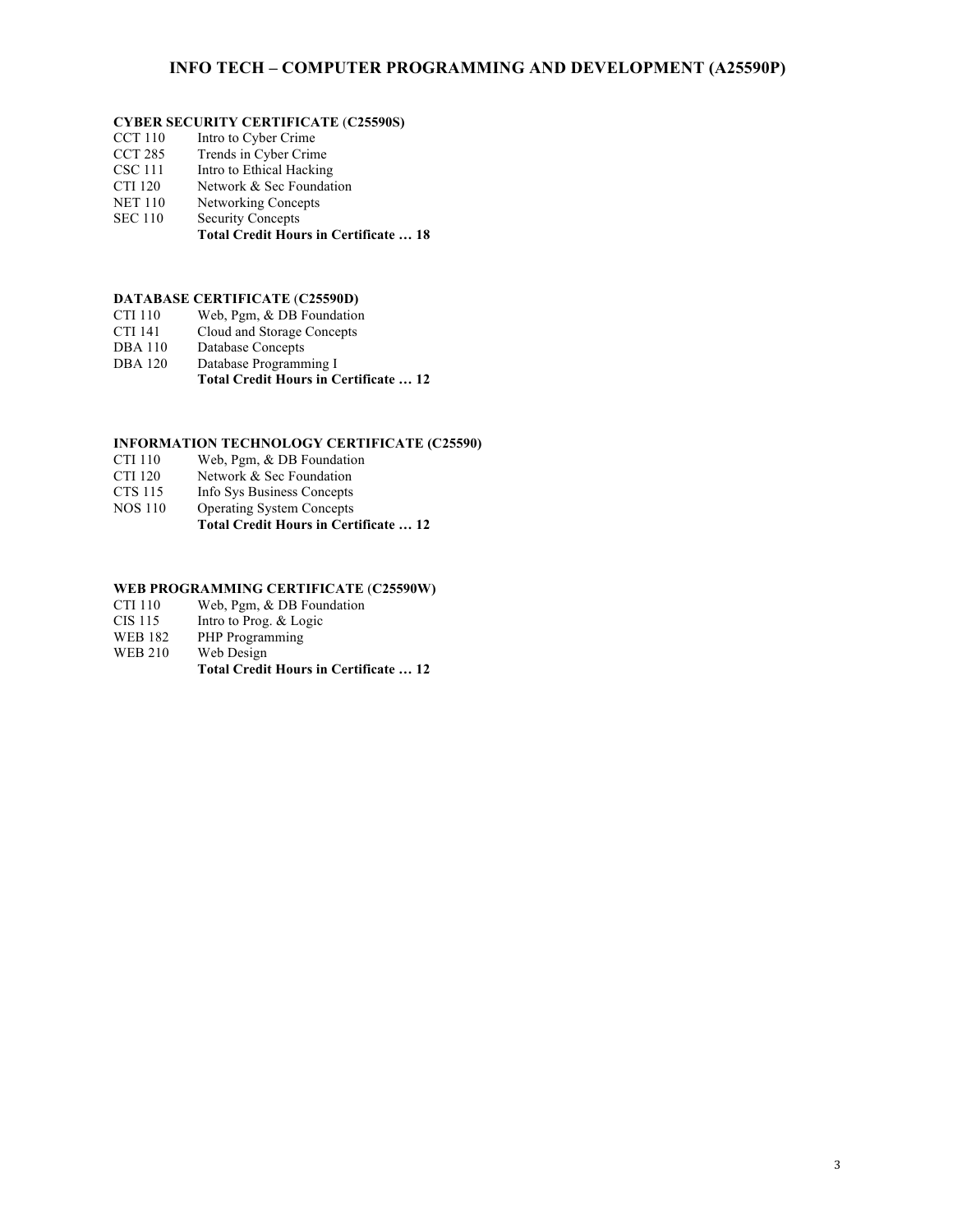# INFO TECH – COMPUTER PROGRAMMING AND DEVELOPMENT (A25590P)

### CYBER SECURITY CERTIFICATE (C25590S)

| | |
|---|---|
| CCT 110 | Intro to Cyber Crime |
| CCT 285 | Trends in Cyber Crime |
| CSC 111 | Intro to Ethical Hacking |
| CTI 120 | Network & Sec Foundation |
| NET 110 | Networking Concepts |
| SEC 110 | Security Concepts |
| | **Total Credit Hours in Certificate … 18** |

### DATABASE CERTIFICATE (C25590D)

| | |
|---|---|
| CTI 110 | Web, Pgm, & DB Foundation |
| CTI 141 | Cloud and Storage Concepts |
| DBA 110 | Database Concepts |
| DBA 120 | Database Programming I |
| | **Total Credit Hours in Certificate … 12** |

### INFORMATION TECHNOLOGY CERTIFICATE (C25590)

| | |
|---|---|
| CTI 110 | Web, Pgm, & DB Foundation |
| CTI 120 | Network & Sec Foundation |
| CTS 115 | Info Sys Business Concepts |
| NOS 110 | Operating System Concepts |
| | **Total Credit Hours in Certificate … 12** |

### WEB PROGRAMMING CERTIFICATE (C25590W)

| | |
|---|---|
| CTI 110 | Web, Pgm, & DB Foundation |
| CIS 115 | Intro to Prog. & Logic |
| WEB 182 | PHP Programming |
| WEB 210 | Web Design |
| | **Total Credit Hours in Certificate … 12** |